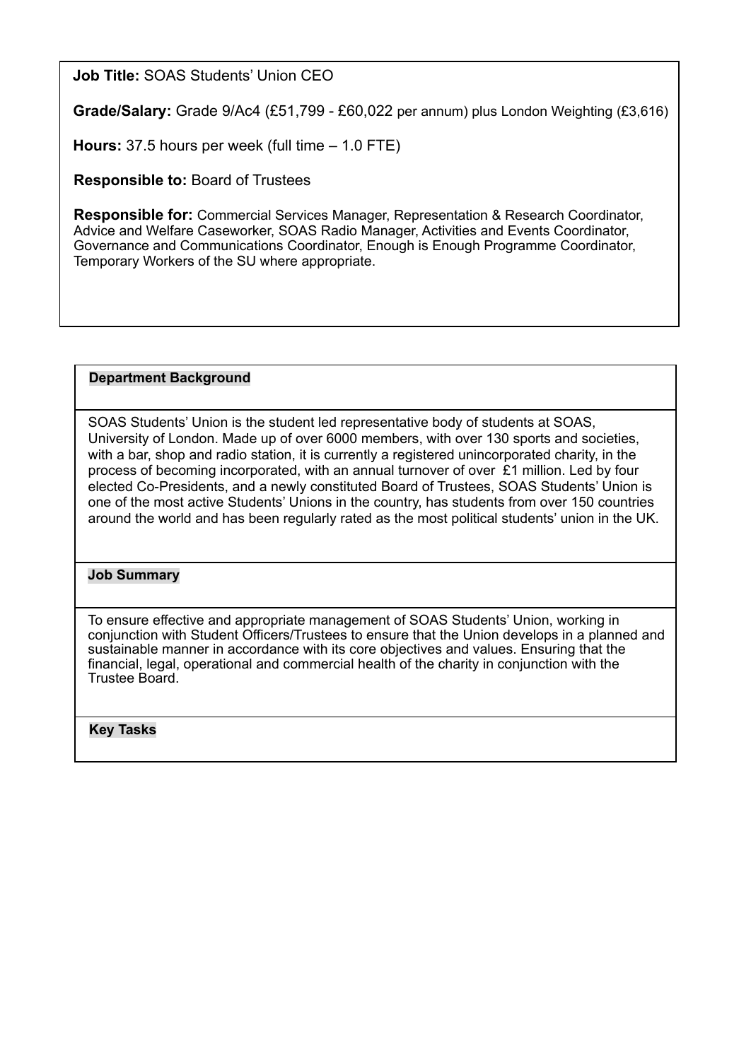**Job Title:** SOAS Students' Union CEO

**Grade/Salary:** Grade 9/Ac4 (£51,799 - £60,022 per annum) plus London Weighting (£3,616)

**Hours:** 37.5 hours per week (full time – 1.0 FTE)

**Responsible to:** Board of Trustees

**Responsible for:** Commercial Services Manager, Representation & Research Coordinator, Advice and Welfare Caseworker, SOAS Radio Manager, Activities and Events Coordinator, Governance and Communications Coordinator, Enough is Enough Programme Coordinator, Temporary Workers of the SU where appropriate.

## Department Background

SOAS Students' Union is the student led representative body of students at SOAS, University of London. Made up of over 6000 members, with over 130 sports and societies, with a bar, shop and radio station, it is currently a registered unincorporated charity, in the process of becoming incorporated, with an annual turnover of over £1 million. Led by four elected Co-Presidents, and a newly constituted Board of Trustees, SOAS Students' Union is one of the most active Students' Unions in the country, has students from over 150 countries around the world and has been regularly rated as the most political students' union in the UK.

## Job Summary

To ensure effective and appropriate management of SOAS Students' Union, working in conjunction with Student Officers/Trustees to ensure that the Union develops in a planned and sustainable manner in accordance with its core objectives and values. Ensuring that the financial, legal, operational and commercial health of the charity in conjunction with the Trustee Board.

## Key Tasks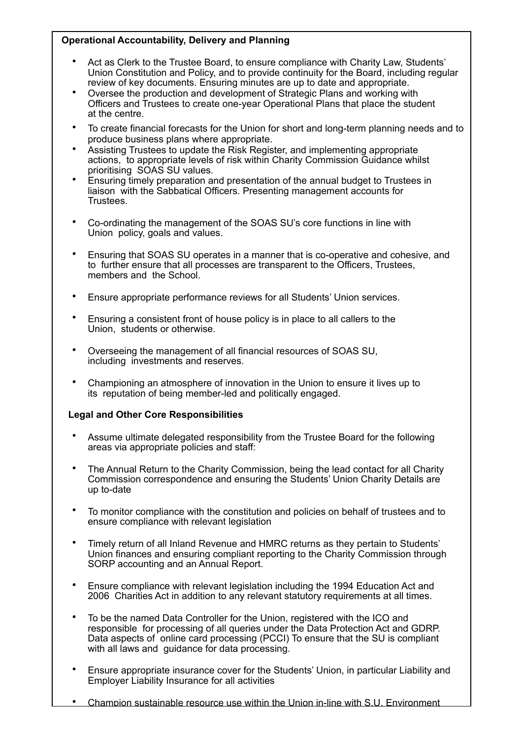**Operational Accountability, Delivery and Planning**

- Act as Clerk to the Trustee Board, to ensure compliance with Charity Law, Students' Union Constitution and Policy, and to provide continuity for the Board, including regular review of key documents. Ensuring minutes are up to date and appropriate.
- Oversee the production and development of Strategic Plans and working with Officers and Trustees to create one-year Operational Plans that place the student at the centre.
- To create financial forecasts for the Union for short and long-term planning needs and to produce business plans where appropriate.
- Assisting Trustees to update the Risk Register, and implementing appropriate actions, to appropriate levels of risk within Charity Commission Guidance whilst prioritising SOAS SU values.
- Ensuring timely preparation and presentation of the annual budget to Trustees in liaison with the Sabbatical Officers. Presenting management accounts for Trustees.
- Co-ordinating the management of the SOAS SU's core functions in line with Union policy, goals and values.
- Ensuring that SOAS SU operates in a manner that is co-operative and cohesive, and to further ensure that all processes are transparent to the Officers, Trustees, members and the School.
- Ensure appropriate performance reviews for all Students' Union services.
- Ensuring a consistent front of house policy is in place to all callers to the Union, students or otherwise.
- Overseeing the management of all financial resources of SOAS SU, including investments and reserves.
- Championing an atmosphere of innovation in the Union to ensure it lives up to its reputation of being member-led and politically engaged.

**Legal and Other Core Responsibilities**

- Assume ultimate delegated responsibility from the Trustee Board for the following areas via appropriate policies and staff:
- The Annual Return to the Charity Commission, being the lead contact for all Charity Commission correspondence and ensuring the Students' Union Charity Details are up to-date
- To monitor compliance with the constitution and policies on behalf of trustees and to ensure compliance with relevant legislation
- Timely return of all Inland Revenue and HMRC returns as they pertain to Students' Union finances and ensuring compliant reporting to the Charity Commission through SORP accounting and an Annual Report.
- Ensure compliance with relevant legislation including the 1994 Education Act and 2006 Charities Act in addition to any relevant statutory requirements at all times.
- To be the named Data Controller for the Union, registered with the ICO and responsible for processing of all queries under the Data Protection Act and GDRP. Data aspects of online card processing (PCCI) To ensure that the SU is compliant with all laws and guidance for data processing.
- Ensure appropriate insurance cover for the Students' Union, in particular Liability and Employer Liability Insurance for all activities
- Champion sustainable resource use within the Union in-line with S.U. Environment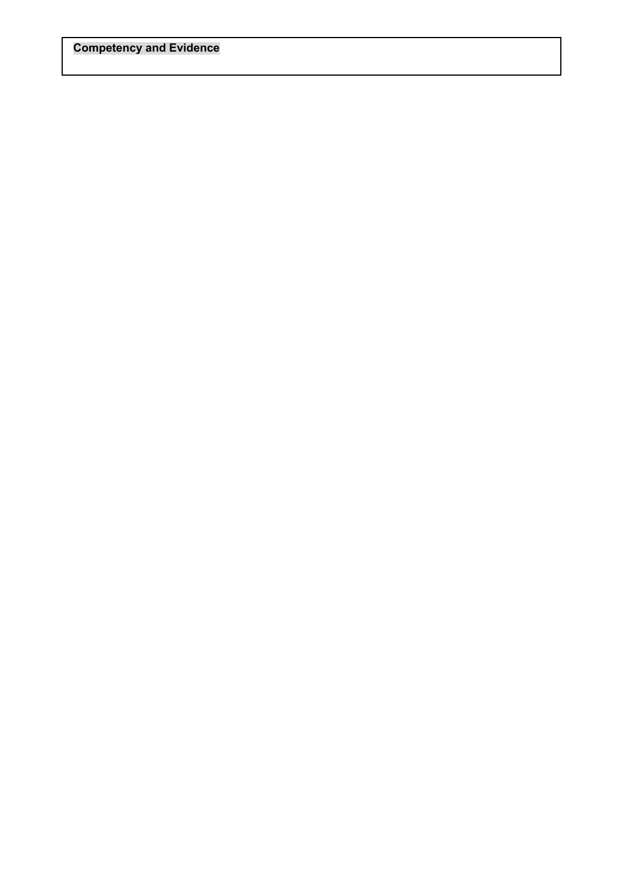**Competency and Evidence**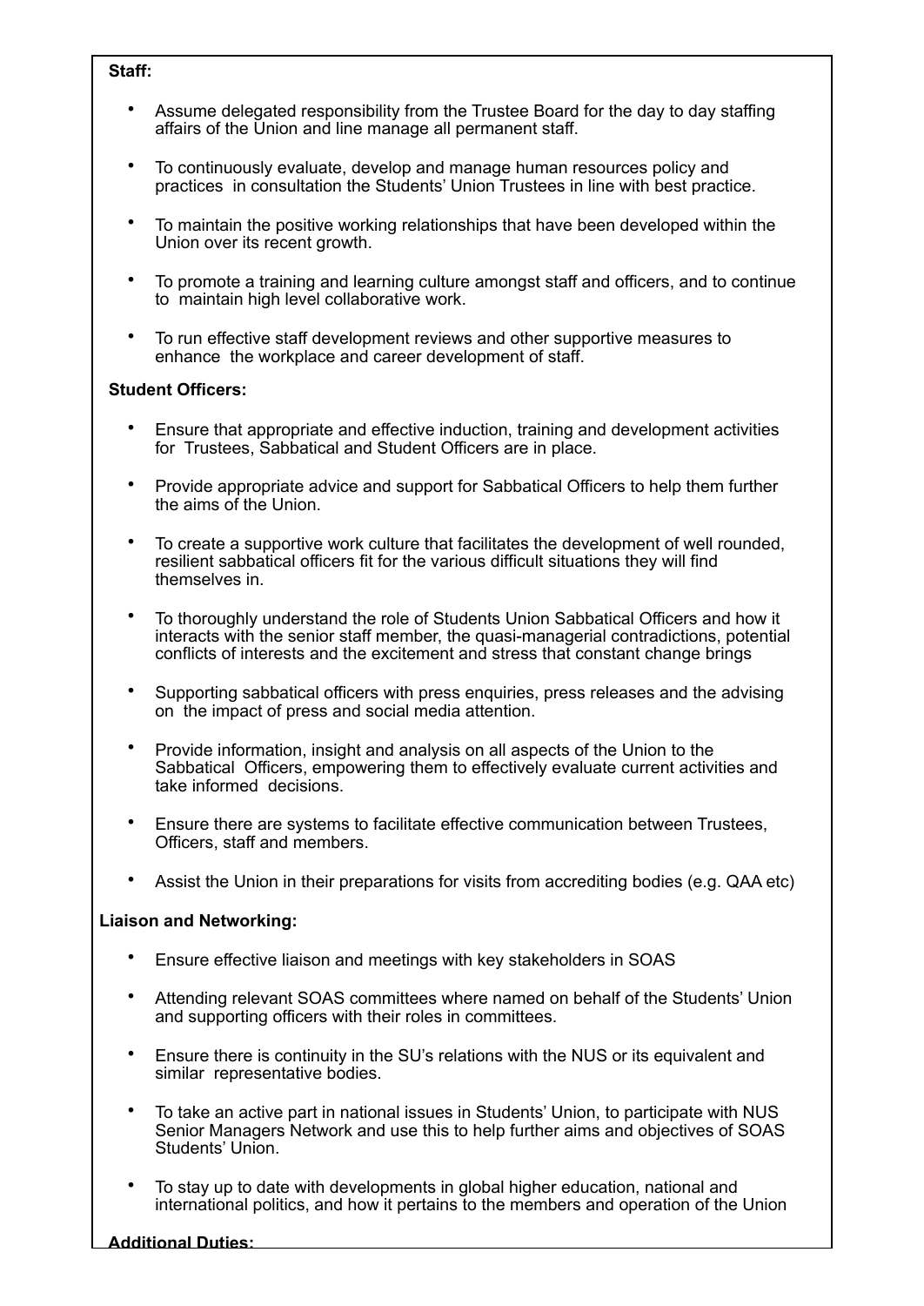**Staff:**

- Assume delegated responsibility from the Trustee Board for the day to day staffing affairs of the Union and line manage all permanent staff.
- To continuously evaluate, develop and manage human resources policy and practices in consultation the Students' Union Trustees in line with best practice.
- To maintain the positive working relationships that have been developed within the Union over its recent growth.
- To promote a training and learning culture amongst staff and officers, and to continue to maintain high level collaborative work.
- To run effective staff development reviews and other supportive measures to enhance the workplace and career development of staff.

**Student Officers:**

- Ensure that appropriate and effective induction, training and development activities for Trustees, Sabbatical and Student Officers are in place.
- Provide appropriate advice and support for Sabbatical Officers to help them further the aims of the Union.
- To create a supportive work culture that facilitates the development of well rounded, resilient sabbatical officers fit for the various difficult situations they will find themselves in.
- To thoroughly understand the role of Students Union Sabbatical Officers and how it interacts with the senior staff member, the quasi-managerial contradictions, potential conflicts of interests and the excitement and stress that constant change brings
- Supporting sabbatical officers with press enquiries, press releases and the advising on the impact of press and social media attention.
- Provide information, insight and analysis on all aspects of the Union to the Sabbatical Officers, empowering them to effectively evaluate current activities and take informed decisions.
- Ensure there are systems to facilitate effective communication between Trustees, Officers, staff and members.
- Assist the Union in their preparations for visits from accrediting bodies (e.g. QAA etc)

**Liaison and Networking:**

- Ensure effective liaison and meetings with key stakeholders in SOAS
- Attending relevant SOAS committees where named on behalf of the Students' Union and supporting officers with their roles in committees.
- Ensure there is continuity in the SU's relations with the NUS or its equivalent and similar representative bodies.
- To take an active part in national issues in Students' Union, to participate with NUS Senior Managers Network and use this to help further aims and objectives of SOAS Students' Union.
- To stay up to date with developments in global higher education, national and international politics, and how it pertains to the members and operation of the Union

**Additional Duties:**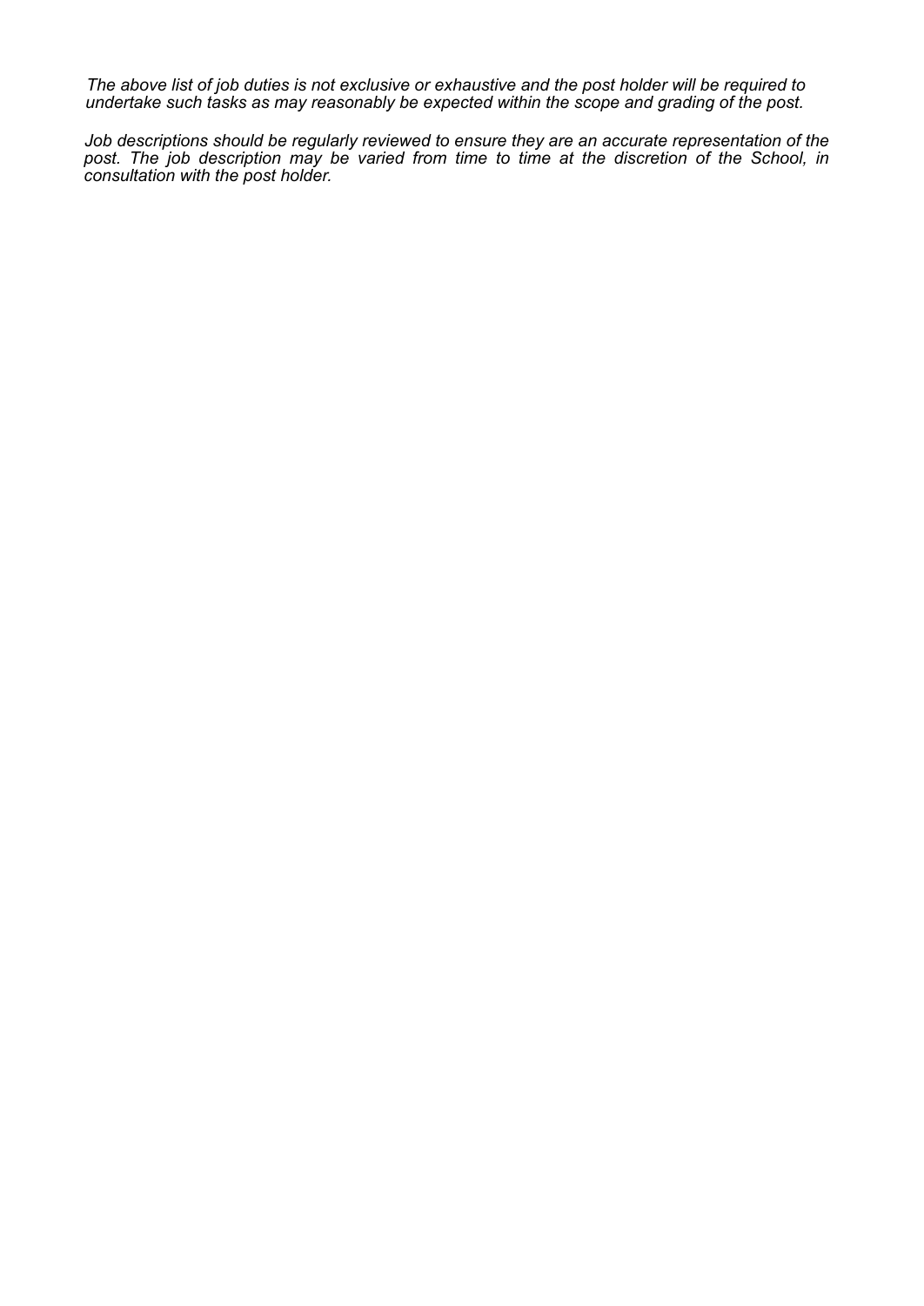*The above list of job duties is not exclusive or exhaustive and the post holder will be required to undertake such tasks as may reasonably be expected within the scope and grading of the post.*

*Job descriptions should be regularly reviewed to ensure they are an accurate representation of the post. The job description may be varied from time to time at the discretion of the School, in consultation with the post holder.*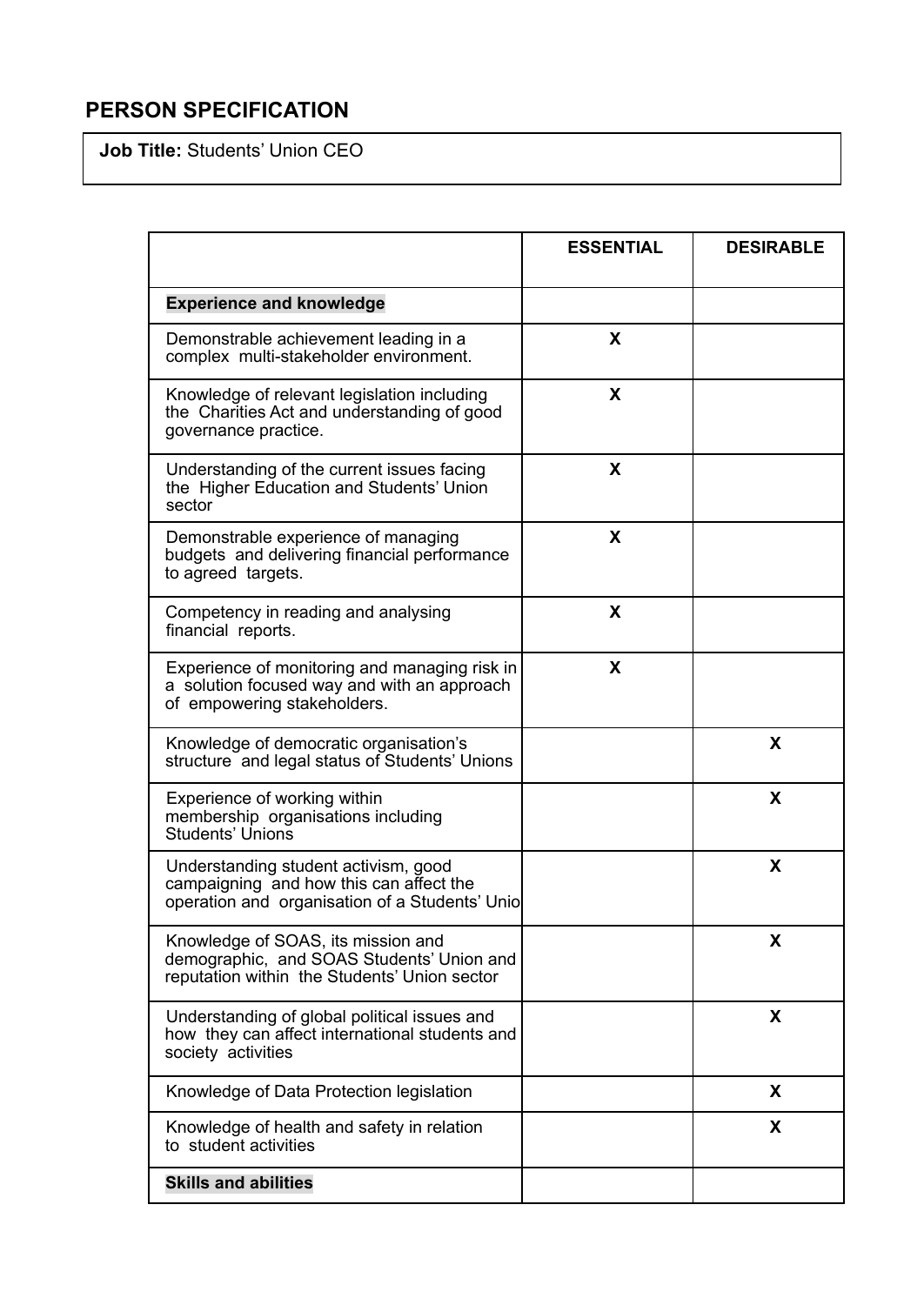## PERSON SPECIFICATION

**Job Title:** Students' Union CEO

| | ESSENTIAL | DESIRABLE |
|---|---|---|
| **Experience and knowledge** | | |
| Demonstrable achievement leading in a complex multi-stakeholder environment. | X | |
| Knowledge of relevant legislation including the Charities Act and understanding of good governance practice. | X | |
| Understanding of the current issues facing the Higher Education and Students' Union sector | X | |
| Demonstrable experience of managing budgets and delivering financial performance to agreed targets. | X | |
| Competency in reading and analysing financial reports. | X | |
| Experience of monitoring and managing risk in a solution focused way and with an approach of empowering stakeholders. | X | |
| Knowledge of democratic organisation's structure and legal status of Students' Unions | | X |
| Experience of working within membership organisations including Students' Unions | | X |
| Understanding student activism, good campaigning and how this can affect the operation and organisation of a Students' Unio | | X |
| Knowledge of SOAS, its mission and demographic, and SOAS Students' Union and reputation within the Students' Union sector | | X |
| Understanding of global political issues and how they can affect international students and society activities | | X |
| Knowledge of Data Protection legislation | | X |
| Knowledge of health and safety in relation to student activities | | X |
| **Skills and abilities** | | |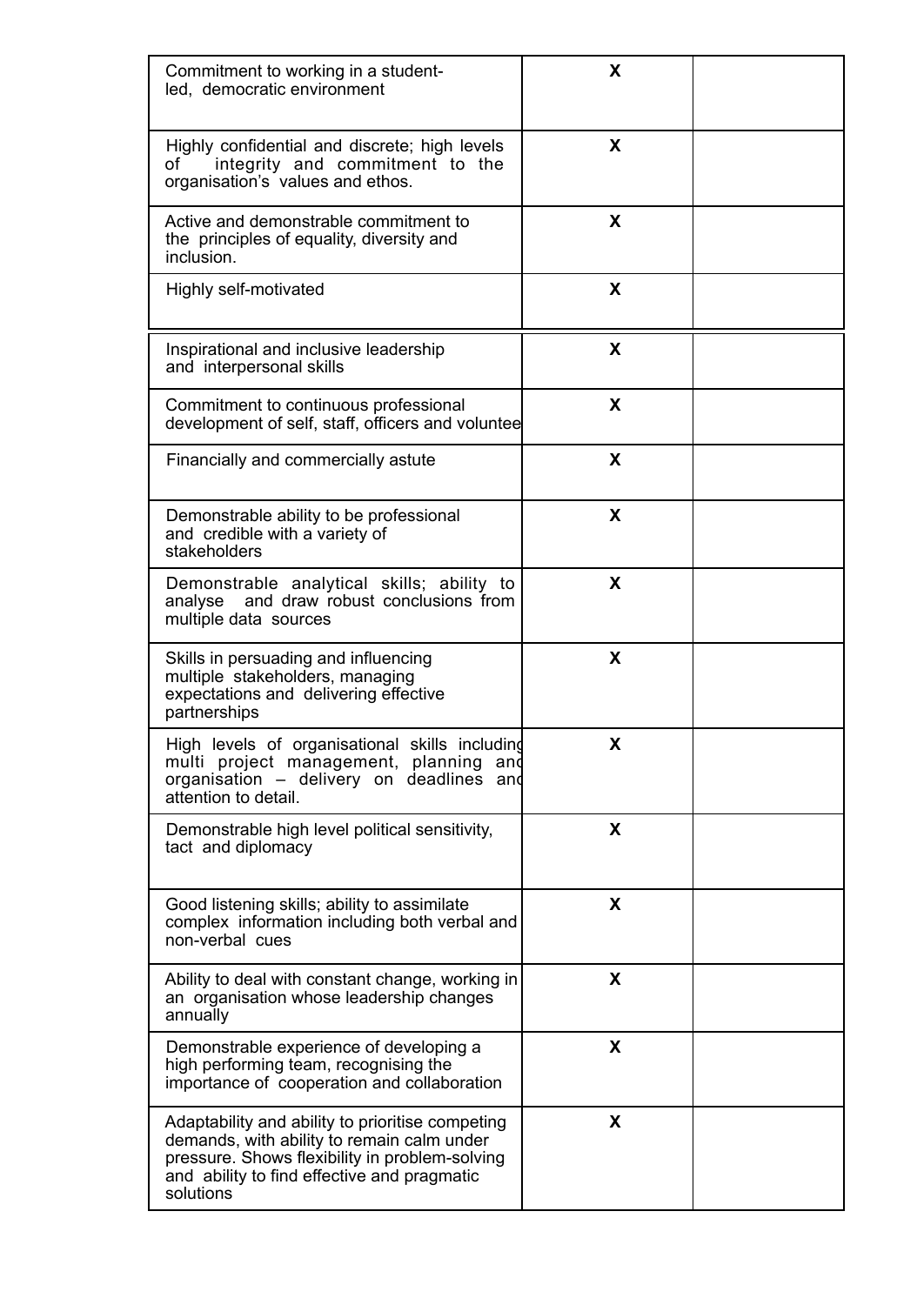| | | |
|---|---|---|
| Commitment to working in a student-led, democratic environment | X | |
| Highly confidential and discrete; high levels of integrity and commitment to the organisation's values and ethos. | X | |
| Active and demonstrable commitment to the principles of equality, diversity and inclusion. | X | |
| Highly self-motivated | X | |
| Inspirational and inclusive leadership and interpersonal skills | X | |
| Commitment to continuous professional development of self, staff, officers and voluntee | X | |
| Financially and commercially astute | X | |
| Demonstrable ability to be professional and credible with a variety of stakeholders | X | |
| Demonstrable analytical skills; ability to analyse and draw robust conclusions from multiple data sources | X | |
| Skills in persuading and influencing multiple stakeholders, managing expectations and delivering effective partnerships | X | |
| High levels of organisational skills including multi project management, planning and organisation – delivery on deadlines and attention to detail. | X | |
| Demonstrable high level political sensitivity, tact and diplomacy | X | |
| Good listening skills; ability to assimilate complex information including both verbal and non-verbal cues | X | |
| Ability to deal with constant change, working in an organisation whose leadership changes annually | X | |
| Demonstrable experience of developing a high performing team, recognising the importance of cooperation and collaboration | X | |
| Adaptability and ability to prioritise competing demands, with ability to remain calm under pressure. Shows flexibility in problem-solving and ability to find effective and pragmatic solutions | X | |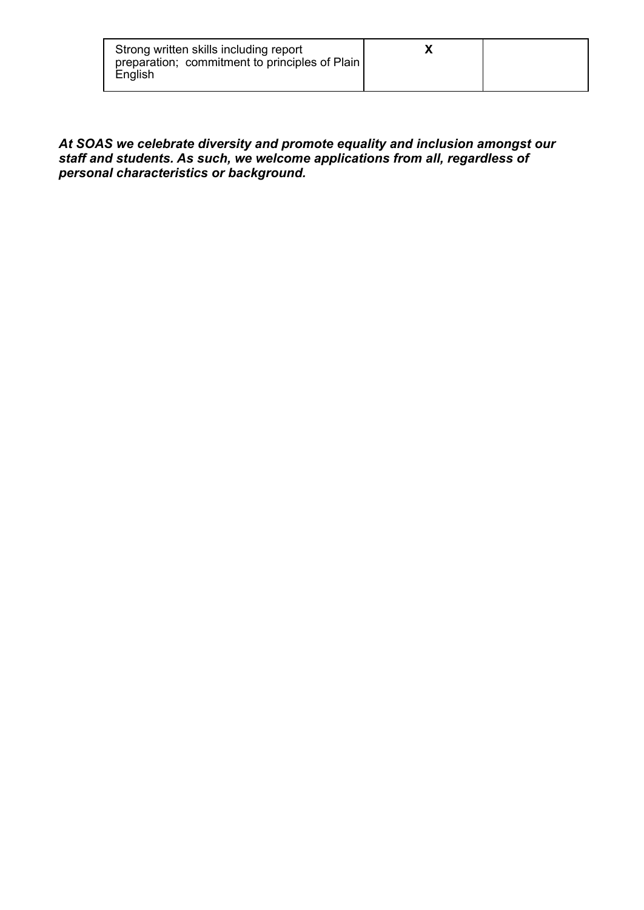| | | |
|---|---|---|
| Strong written skills including report preparation; commitment to principles of Plain English | **X** | |

***At SOAS we celebrate diversity and promote equality and inclusion amongst our staff and students. As such, we welcome applications from all, regardless of personal characteristics or background.***